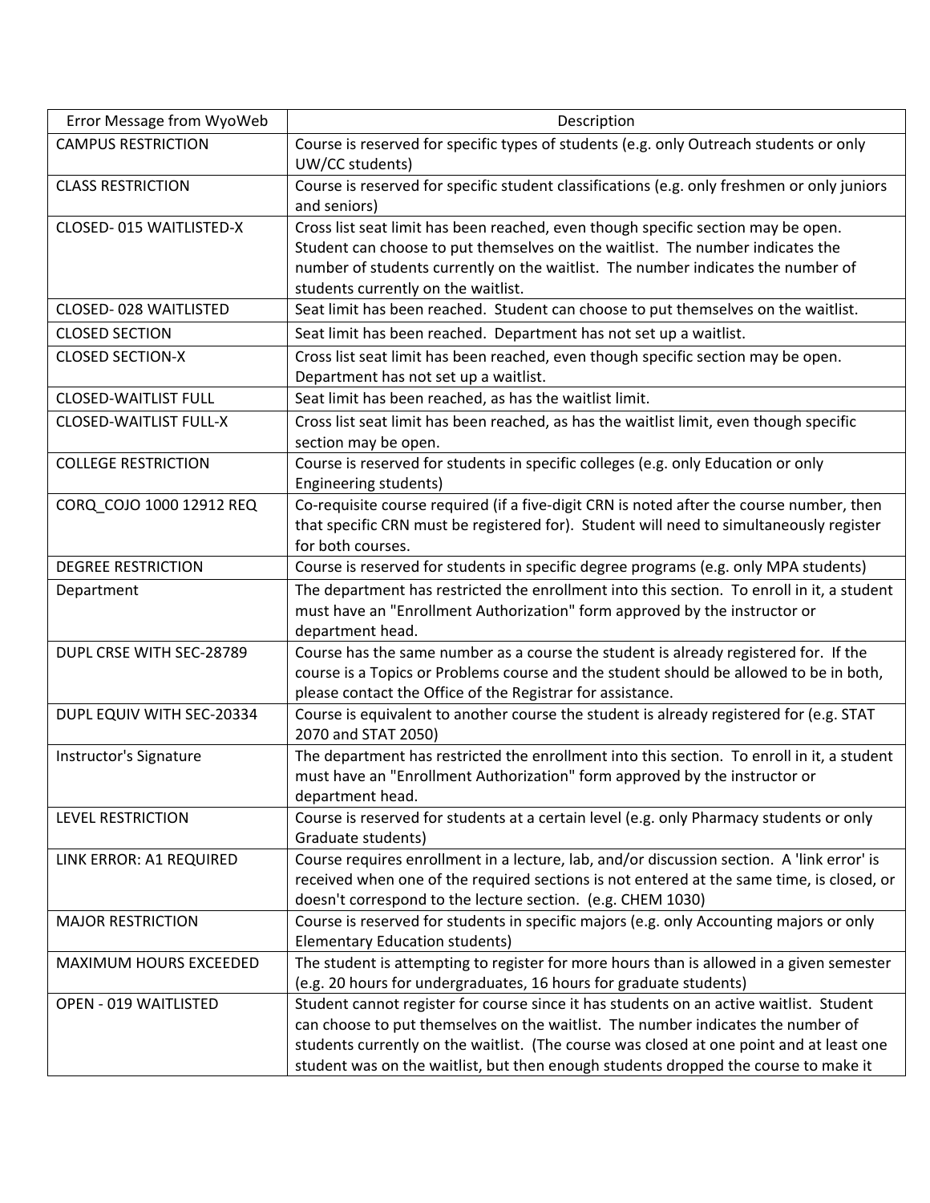| Error Message from WyoWeb | Description |
| --- | --- |
| CAMPUS RESTRICTION | Course is reserved for specific types of students (e.g. only Outreach students or only UW/CC students) |
| CLASS RESTRICTION | Course is reserved for specific student classifications (e.g. only freshmen or only juniors and seniors) |
| CLOSED- 015 WAITLISTED-X | Cross list seat limit has been reached, even though specific section may be open. Student can choose to put themselves on the waitlist. The number indicates the number of students currently on the waitlist. The number indicates the number of students currently on the waitlist. |
| CLOSED- 028 WAITLISTED | Seat limit has been reached. Student can choose to put themselves on the waitlist. |
| CLOSED SECTION | Seat limit has been reached. Department has not set up a waitlist. |
| CLOSED SECTION-X | Cross list seat limit has been reached, even though specific section may be open. Department has not set up a waitlist. |
| CLOSED-WAITLIST FULL | Seat limit has been reached, as has the waitlist limit. |
| CLOSED-WAITLIST FULL-X | Cross list seat limit has been reached, as has the waitlist limit, even though specific section may be open. |
| COLLEGE RESTRICTION | Course is reserved for students in specific colleges (e.g. only Education or only Engineering students) |
| CORQ_COJO 1000 12912 REQ | Co-requisite course required (if a five-digit CRN is noted after the course number, then that specific CRN must be registered for). Student will need to simultaneously register for both courses. |
| DEGREE RESTRICTION | Course is reserved for students in specific degree programs (e.g. only MPA students) |
| Department | The department has restricted the enrollment into this section. To enroll in it, a student must have an "Enrollment Authorization" form approved by the instructor or department head. |
| DUPL CRSE WITH SEC-28789 | Course has the same number as a course the student is already registered for. If the course is a Topics or Problems course and the student should be allowed to be in both, please contact the Office of the Registrar for assistance. |
| DUPL EQUIV WITH SEC-20334 | Course is equivalent to another course the student is already registered for (e.g. STAT 2070 and STAT 2050) |
| Instructor's Signature | The department has restricted the enrollment into this section. To enroll in it, a student must have an "Enrollment Authorization" form approved by the instructor or department head. |
| LEVEL RESTRICTION | Course is reserved for students at a certain level (e.g. only Pharmacy students or only Graduate students) |
| LINK ERROR: A1 REQUIRED | Course requires enrollment in a lecture, lab, and/or discussion section. A 'link error' is received when one of the required sections is not entered at the same time, is closed, or doesn't correspond to the lecture section. (e.g. CHEM 1030) |
| MAJOR RESTRICTION | Course is reserved for students in specific majors (e.g. only Accounting majors or only Elementary Education students) |
| MAXIMUM HOURS EXCEEDED | The student is attempting to register for more hours than is allowed in a given semester (e.g. 20 hours for undergraduates, 16 hours for graduate students) |
| OPEN - 019 WAITLISTED | Student cannot register for course since it has students on an active waitlist. Student can choose to put themselves on the waitlist. The number indicates the number of students currently on the waitlist. (The course was closed at one point and at least one student was on the waitlist, but then enough students dropped the course to make it |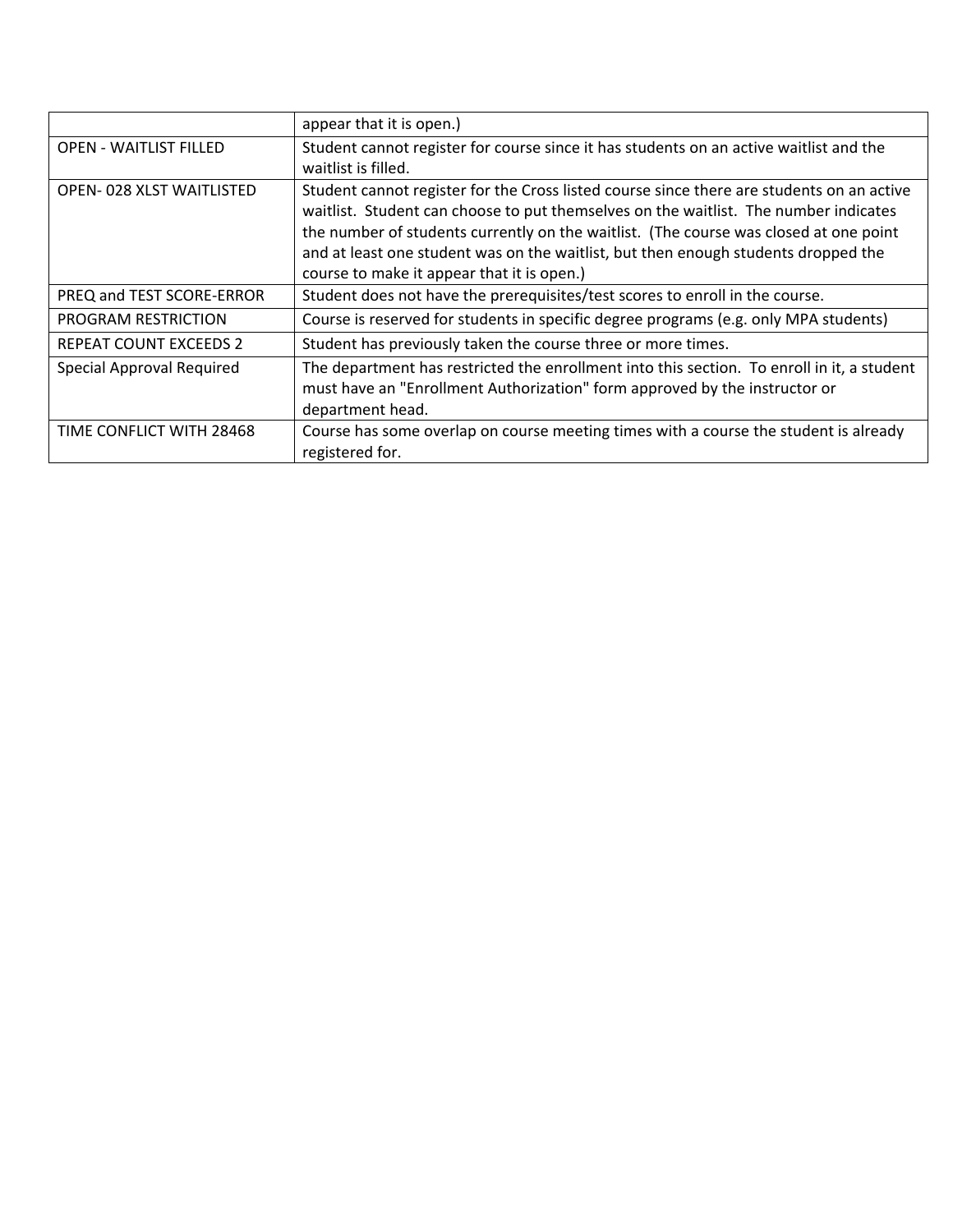| | |
|---|---|
| | appear that it is open.) |
| OPEN - WAITLIST FILLED | Student cannot register for course since it has students on an active waitlist and the waitlist is filled. |
| OPEN- 028 XLST WAITLISTED | Student cannot register for the Cross listed course since there are students on an active waitlist. Student can choose to put themselves on the waitlist. The number indicates the number of students currently on the waitlist. (The course was closed at one point and at least one student was on the waitlist, but then enough students dropped the course to make it appear that it is open.) |
| PREQ and TEST SCORE-ERROR | Student does not have the prerequisites/test scores to enroll in the course. |
| PROGRAM RESTRICTION | Course is reserved for students in specific degree programs (e.g. only MPA students) |
| REPEAT COUNT EXCEEDS 2 | Student has previously taken the course three or more times. |
| Special Approval Required | The department has restricted the enrollment into this section. To enroll in it, a student must have an "Enrollment Authorization" form approved by the instructor or department head. |
| TIME CONFLICT WITH 28468 | Course has some overlap on course meeting times with a course the student is already registered for. |